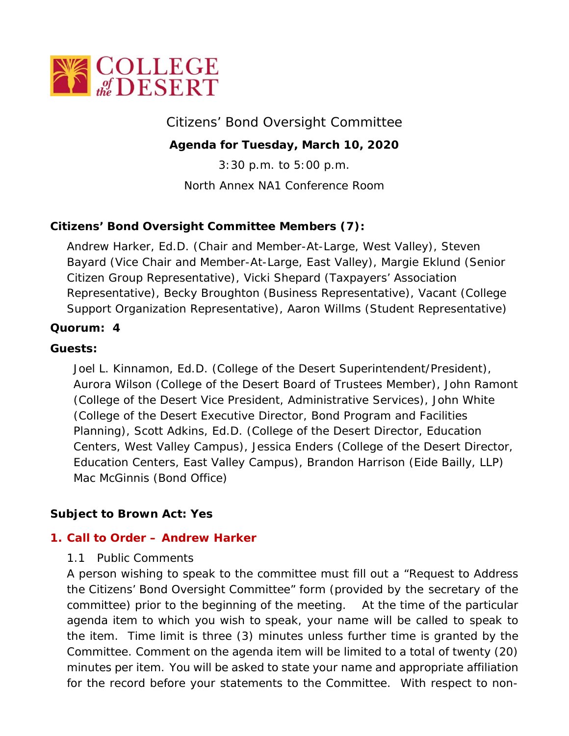# Citizens' Bond Oversight Committee

**Agenda for Tuesday, March 10, 2020**

3:30 p.m. to 5:00 p.m.

North Annex NA1 Conference Room

**Citizens' Bond Oversight Committee Members (7):**

Andrew Harker, Ed.D. (Chair and Member-At-Large, West Valley), Steven Bayard (Vice Chair and Member-At-Large, East Valley), Margie Eklund (Senior Citizen Group Representative), Vicki Shepard (Taxpayers' Association Representative), Becky Broughton (Business Representative), Vacant (College Support Organization Representative), Aaron Willms (Student Representative)

**Quorum: 4**

**Guests:**

Joel L. Kinnamon, Ed.D. (College of the Desert Superintendent/President), Aurora Wilson (College of the Desert Board of Trustees Member), John Ramont (College of the Desert Vice President, Administrative Services), John White (College of the Desert Executive Director, Bond Program and Facilities Planning), Scott Adkins, Ed.D. (College of the Desert Director, Education Centers, West Valley Campus), Jessica Enders (College of the Desert Director, Education Centers, East Valley Campus), Brandon Harrison (Eide Bailly, LLP) Mac McGinnis (Bond Office)

**Subject to Brown Act: Yes**

## 1. Call to Order – Andrew Harker

1.1 Public Comments

A person wishing to speak to the committee must fill out a "Request to Address the Citizens' Bond Oversight Committee" form (provided by the secretary of the committee) prior to the beginning of the meeting. At the time of the particular agenda item to which you wish to speak, your name will be called to speak to the item. Time limit is three (3) minutes unless further time is granted by the Committee. Comment on the agenda item will be limited to a total of twenty (20) minutes per item. You will be asked to state your name and appropriate affiliation for the record before your statements to the Committee. With respect to non-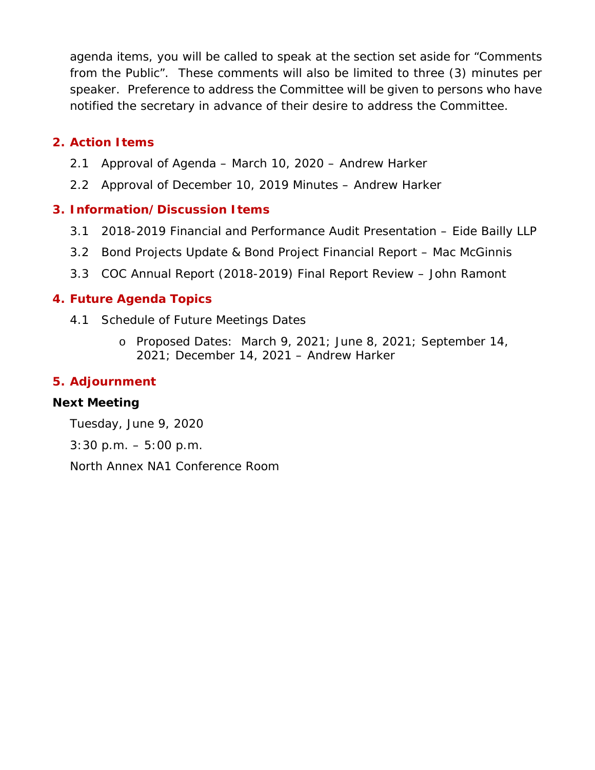agenda items, you will be called to speak at the section set aside for "Comments from the Public". These comments will also be limited to three (3) minutes per speaker. Preference to address the Committee will be given to persons who have notified the secretary in advance of their desire to address the Committee.

## 2. Action Items

2.1 Approval of Agenda – March 10, 2020 – Andrew Harker

2.2 Approval of December 10, 2019 Minutes – Andrew Harker

## 3. Information/Discussion Items

3.1 2018-2019 Financial and Performance Audit Presentation – Eide Bailly LLP

3.2 Bond Projects Update & Bond Project Financial Report – Mac McGinnis

3.3 COC Annual Report (2018-2019) Final Report Review – John Ramont

## 4. Future Agenda Topics

4.1 Schedule of Future Meetings Dates

- Proposed Dates: March 9, 2021; June 8, 2021; September 14, 2021; December 14, 2021 – Andrew Harker

## 5. Adjournment

**Next Meeting**

Tuesday, June 9, 2020

3:30 p.m. – 5:00 p.m.

North Annex NA1 Conference Room